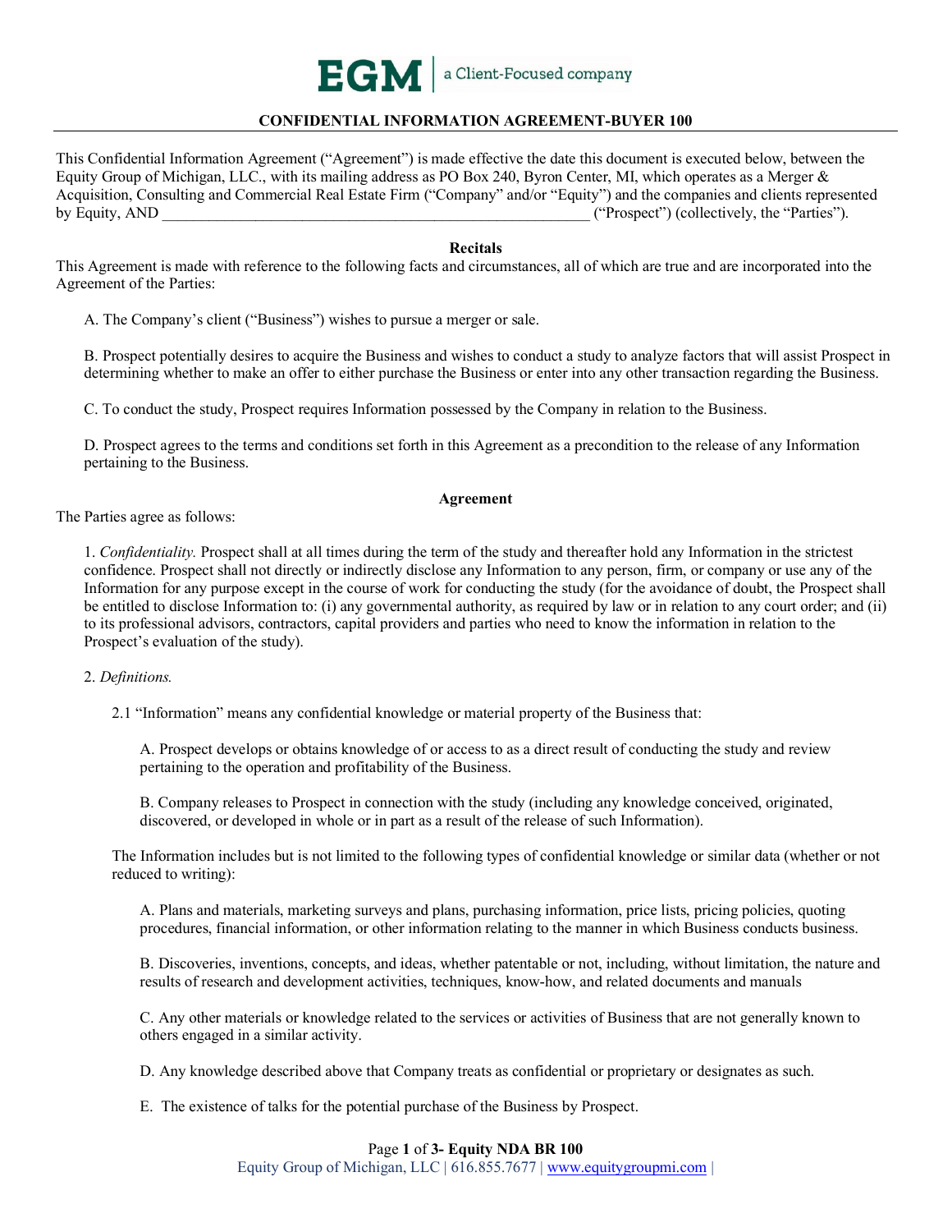EGM | a Client-Focused company

## CONFIDENTIAL INFORMATION AGREEMENT-BUYER 100

This Confidential Information Agreement ("Agreement") is made effective the date this document is executed below, between the Equity Group of Michigan, LLC., with its mailing address as PO Box 240, Byron Center, MI, which operates as a Merger & Acquisition, Consulting and Commercial Real Estate Firm ("Company" and/or "Equity") and the companies and clients represented by Equity, AND ________________________________________________________ ("Prospect") (collectively, the "Parties").

### Recitals

This Agreement is made with reference to the following facts and circumstances, all of which are true and are incorporated into the Agreement of the Parties:

A. The Company's client ("Business") wishes to pursue a merger or sale.

B. Prospect potentially desires to acquire the Business and wishes to conduct a study to analyze factors that will assist Prospect in determining whether to make an offer to either purchase the Business or enter into any other transaction regarding the Business.

C. To conduct the study, Prospect requires Information possessed by the Company in relation to the Business.

D. Prospect agrees to the terms and conditions set forth in this Agreement as a precondition to the release of any Information pertaining to the Business.

### Agreement

The Parties agree as follows:

1. *Confidentiality.* Prospect shall at all times during the term of the study and thereafter hold any Information in the strictest confidence. Prospect shall not directly or indirectly disclose any Information to any person, firm, or company or use any of the Information for any purpose except in the course of work for conducting the study (for the avoidance of doubt, the Prospect shall be entitled to disclose Information to: (i) any governmental authority, as required by law or in relation to any court order; and (ii) to its professional advisors, contractors, capital providers and parties who need to know the information in relation to the Prospect's evaluation of the study).

2. *Definitions.*

2.1 "Information" means any confidential knowledge or material property of the Business that:

A. Prospect develops or obtains knowledge of or access to as a direct result of conducting the study and review pertaining to the operation and profitability of the Business.

B. Company releases to Prospect in connection with the study (including any knowledge conceived, originated, discovered, or developed in whole or in part as a result of the release of such Information).

The Information includes but is not limited to the following types of confidential knowledge or similar data (whether or not reduced to writing):

A. Plans and materials, marketing surveys and plans, purchasing information, price lists, pricing policies, quoting procedures, financial information, or other information relating to the manner in which Business conducts business.

B. Discoveries, inventions, concepts, and ideas, whether patentable or not, including, without limitation, the nature and results of research and development activities, techniques, know-how, and related documents and manuals

C. Any other materials or knowledge related to the services or activities of Business that are not generally known to others engaged in a similar activity.

D. Any knowledge described above that Company treats as confidential or proprietary or designates as such.

E. The existence of talks for the potential purchase of the Business by Prospect.

Equity Group of Michigan, LLC | 616.855.7677 | www.equitygroupmi.com |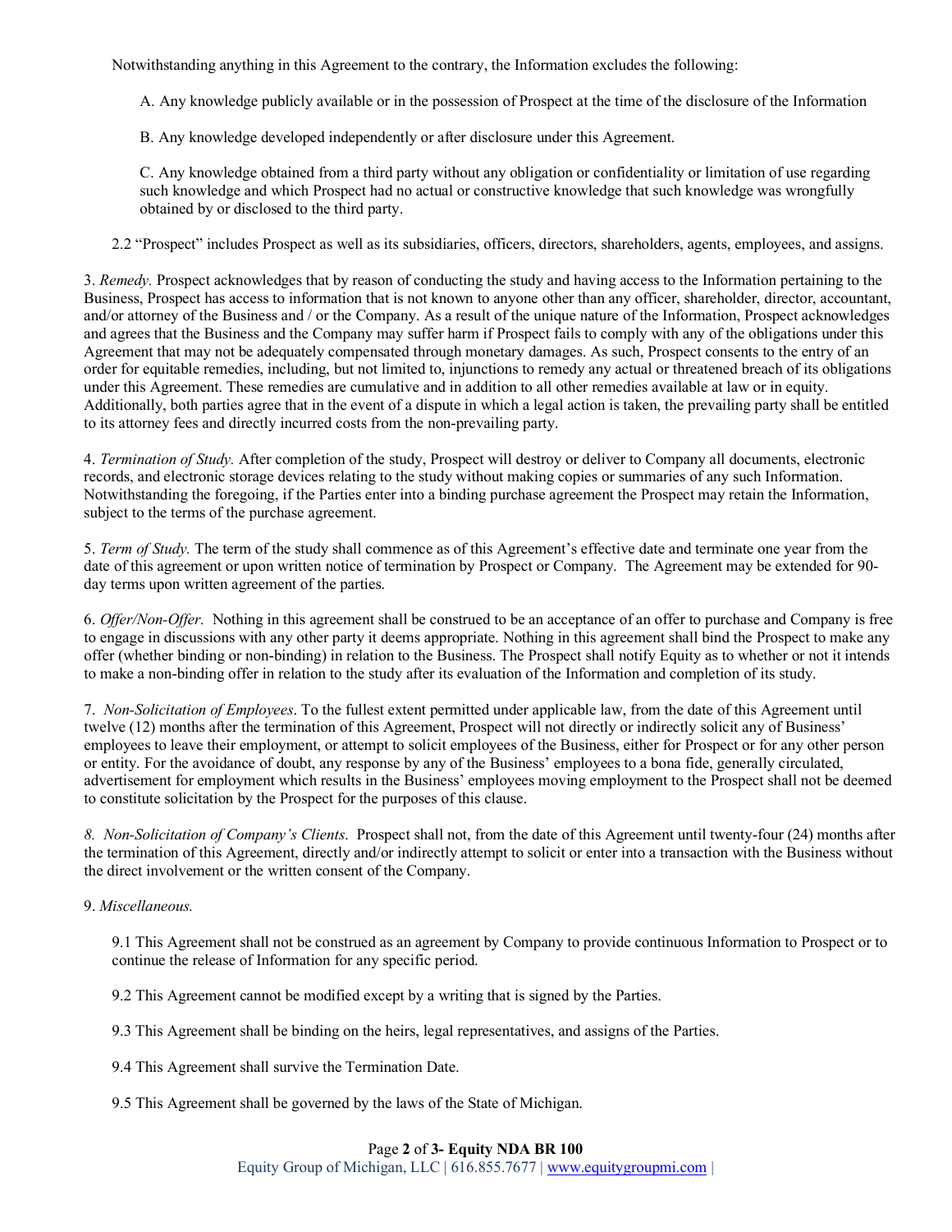Notwithstanding anything in this Agreement to the contrary, the Information excludes the following:

A. Any knowledge publicly available or in the possession of Prospect at the time of the disclosure of the Information

B. Any knowledge developed independently or after disclosure under this Agreement.

C. Any knowledge obtained from a third party without any obligation or confidentiality or limitation of use regarding such knowledge and which Prospect had no actual or constructive knowledge that such knowledge was wrongfully obtained by or disclosed to the third party.

2.2 "Prospect" includes Prospect as well as its subsidiaries, officers, directors, shareholders, agents, employees, and assigns.

3. *Remedy.* Prospect acknowledges that by reason of conducting the study and having access to the Information pertaining to the Business, Prospect has access to information that is not known to anyone other than any officer, shareholder, director, accountant, and/or attorney of the Business and / or the Company. As a result of the unique nature of the Information, Prospect acknowledges and agrees that the Business and the Company may suffer harm if Prospect fails to comply with any of the obligations under this Agreement that may not be adequately compensated through monetary damages. As such, Prospect consents to the entry of an order for equitable remedies, including, but not limited to, injunctions to remedy any actual or threatened breach of its obligations under this Agreement. These remedies are cumulative and in addition to all other remedies available at law or in equity. Additionally, both parties agree that in the event of a dispute in which a legal action is taken, the prevailing party shall be entitled to its attorney fees and directly incurred costs from the non-prevailing party.

4. *Termination of Study.* After completion of the study, Prospect will destroy or deliver to Company all documents, electronic records, and electronic storage devices relating to the study without making copies or summaries of any such Information. Notwithstanding the foregoing, if the Parties enter into a binding purchase agreement the Prospect may retain the Information, subject to the terms of the purchase agreement.

5. *Term of Study.* The term of the study shall commence as of this Agreement's effective date and terminate one year from the date of this agreement or upon written notice of termination by Prospect or Company. The Agreement may be extended for 90-day terms upon written agreement of the parties.

6. *Offer/Non-Offer.* Nothing in this agreement shall be construed to be an acceptance of an offer to purchase and Company is free to engage in discussions with any other party it deems appropriate. Nothing in this agreement shall bind the Prospect to make any offer (whether binding or non-binding) in relation to the Business. The Prospect shall notify Equity as to whether or not it intends to make a non-binding offer in relation to the study after its evaluation of the Information and completion of its study.

7. *Non-Solicitation of Employees*. To the fullest extent permitted under applicable law, from the date of this Agreement until twelve (12) months after the termination of this Agreement, Prospect will not directly or indirectly solicit any of Business' employees to leave their employment, or attempt to solicit employees of the Business, either for Prospect or for any other person or entity. For the avoidance of doubt, any response by any of the Business' employees to a bona fide, generally circulated, advertisement for employment which results in the Business' employees moving employment to the Prospect shall not be deemed to constitute solicitation by the Prospect for the purposes of this clause.

*8. Non-Solicitation of Company's Clients*. Prospect shall not, from the date of this Agreement until twenty-four (24) months after the termination of this Agreement, directly and/or indirectly attempt to solicit or enter into a transaction with the Business without the direct involvement or the written consent of the Company.

9. *Miscellaneous.*

9.1 This Agreement shall not be construed as an agreement by Company to provide continuous Information to Prospect or to continue the release of Information for any specific period.

9.2 This Agreement cannot be modified except by a writing that is signed by the Parties.

9.3 This Agreement shall be binding on the heirs, legal representatives, and assigns of the Parties.

9.4 This Agreement shall survive the Termination Date.

9.5 This Agreement shall be governed by the laws of the State of Michigan.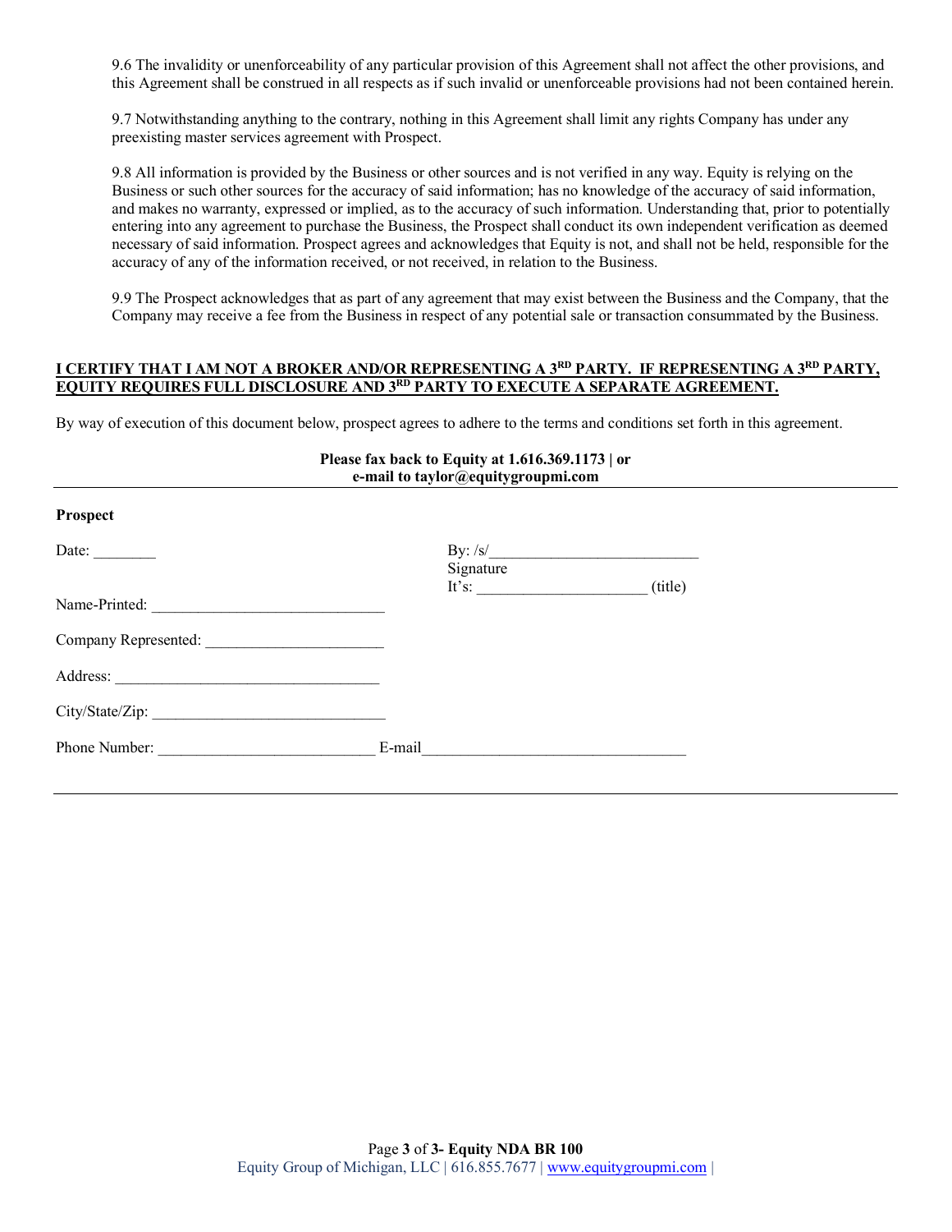9.6 The invalidity or unenforceability of any particular provision of this Agreement shall not affect the other provisions, and this Agreement shall be construed in all respects as if such invalid or unenforceable provisions had not been contained herein.

9.7 Notwithstanding anything to the contrary, nothing in this Agreement shall limit any rights Company has under any preexisting master services agreement with Prospect.

9.8 All information is provided by the Business or other sources and is not verified in any way. Equity is relying on the Business or such other sources for the accuracy of said information; has no knowledge of the accuracy of said information, and makes no warranty, expressed or implied, as to the accuracy of such information. Understanding that, prior to potentially entering into any agreement to purchase the Business, the Prospect shall conduct its own independent verification as deemed necessary of said information. Prospect agrees and acknowledges that Equity is not, and shall not be held, responsible for the accuracy of any of the information received, or not received, in relation to the Business.

9.9 The Prospect acknowledges that as part of any agreement that may exist between the Business and the Company, that the Company may receive a fee from the Business in respect of any potential sale or transaction consummated by the Business.

**I CERTIFY THAT I AM NOT A BROKER AND/OR REPRESENTING A 3RD PARTY. IF REPRESENTING A 3RD PARTY, EQUITY REQUIRES FULL DISCLOSURE AND 3RD PARTY TO EXECUTE A SEPARATE AGREEMENT.**

By way of execution of this document below, prospect agrees to adhere to the terms and conditions set forth in this agreement.

**Please fax back to Equity at 1.616.369.1173 | or e-mail to taylor@equitygroupmi.com**

---

**Prospect**

Date: ________

By: /s/___________________________
Signature
It's: _____________________ (title)

Name-Printed: ______________________________

Company Represented: ______________________

Address: __________________________________

City/State/Zip: ______________________________

Phone Number: ___________________________ E-mail_________________________________

---